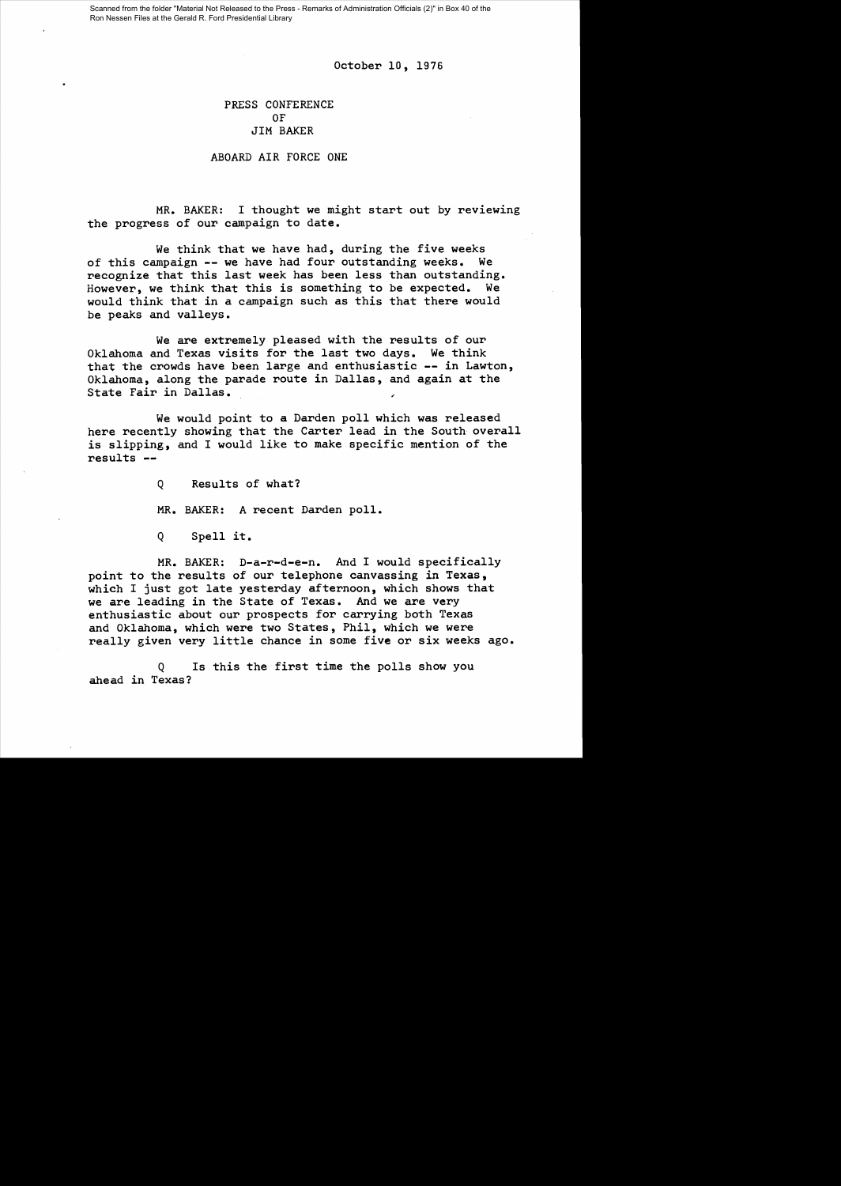Scanned from the folder "Material Not Released to the Press - Remarks of Administration Officials (2)" in Box 40 of the Ron Nessen Files at the Gerald R. Ford Presidential Library

October 10, 1976

PRESS CONFERENCE
OF
JIM BAKER

ABOARD AIR FORCE ONE

MR. BAKER: I thought we might start out by reviewing the progress of our campaign to date.

We think that we have had, during the five weeks of this campaign -- we have had four outstanding weeks. We recognize that this last week has been less than outstanding. However, we think that this is something to be expected. We would think that in a campaign such as this that there would be peaks and valleys.

We are extremely pleased with the results of our Oklahoma and Texas visits for the last two days. We think that the crowds have been large and enthusiastic -- in Lawton, Oklahoma, along the parade route in Dallas, and again at the State Fair in Dallas.

We would point to a Darden poll which was released here recently showing that the Carter lead in the South overall is slipping, and I would like to make specific mention of the results --

Q Results of what?

MR. BAKER: A recent Darden poll.

Q Spell it.

MR. BAKER: D-a-r-d-e-n. And I would specifically point to the results of our telephone canvassing in Texas, which I just got late yesterday afternoon, which shows that we are leading in the State of Texas. And we are very enthusiastic about our prospects for carrying both Texas and Oklahoma, which were two States, Phil, which we were really given very little chance in some five or six weeks ago.

Q Is this the first time the polls show you ahead in Texas?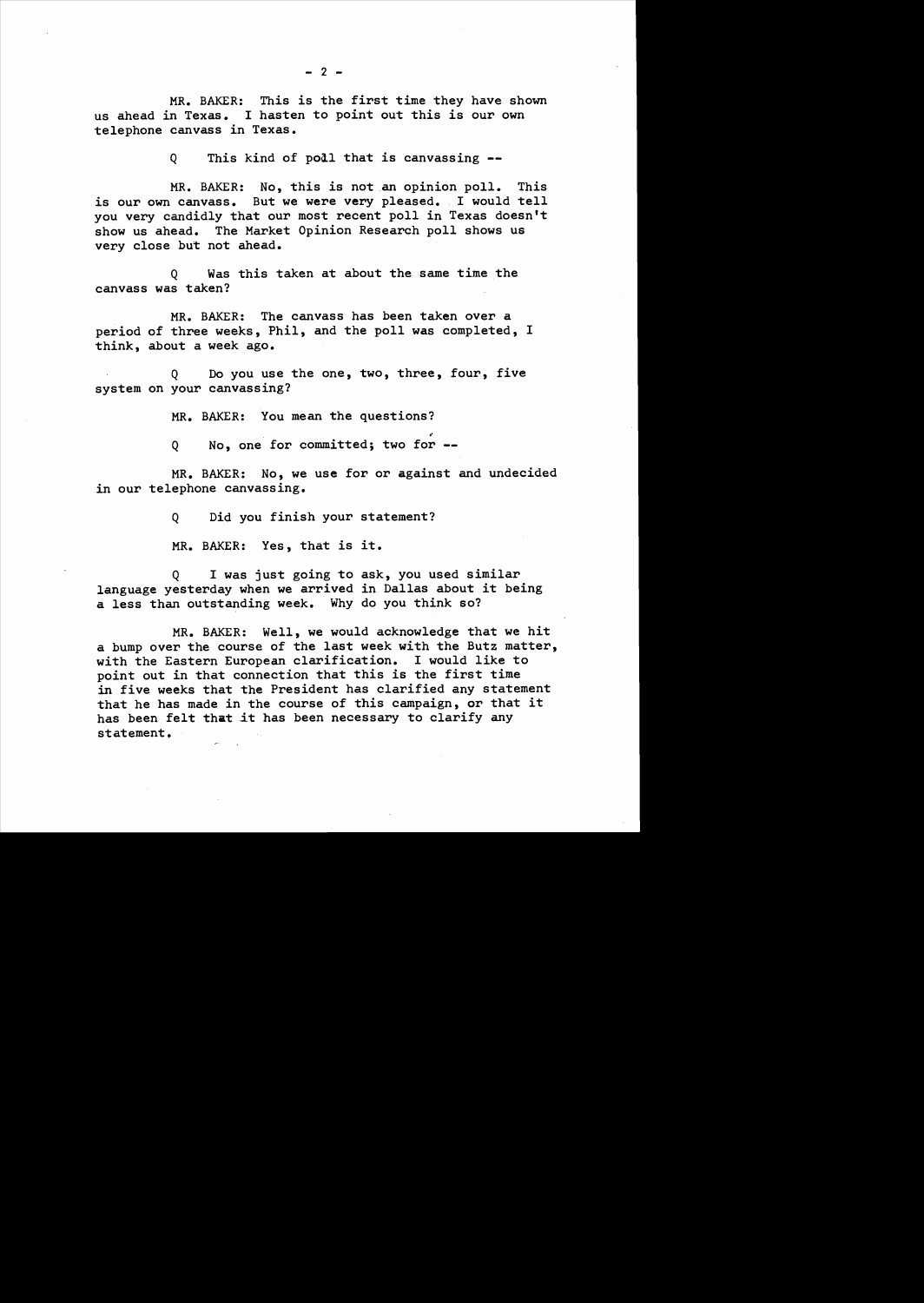MR. BAKER: This is the first time they have shown us ahead in Texas. I hasten to point out this is our own telephone canvass in Texas.

Q This kind of poll that is canvassing --

MR. BAKER: No, this is not an opinion poll. This is our own canvass. But we were very pleased. I would tell you very candidly that our most recent poll in Texas doesn't show us ahead. The Market Opinion Research poll shows us very close but not ahead.

Q Was this taken at about the same time the canvass was taken?

MR. BAKER: The canvass has been taken over a period of three weeks, Phil, and the poll was completed, I think, about a week ago.

Q Do you use the one, two, three, four, five system on your canvassing?

MR. BAKER: You mean the questions?

Q No, one for committed; two for --

MR. BAKER: No, we use for or against and undecided in our telephone canvassing.

Q Did you finish your statement?

MR. BAKER: Yes, that is it.

Q I was just going to ask, you used similar language yesterday when we arrived in Dallas about it being a less than outstanding week. Why do you think so?

MR. BAKER: Well, we would acknowledge that we hit a bump over the course of the last week with the Butz matter, with the Eastern European clarification. I would like to point out in that connection that this is the first time in five weeks that the President has clarified any statement that he has made in the course of this campaign, or that it has been felt that it has been necessary to clarify any statement.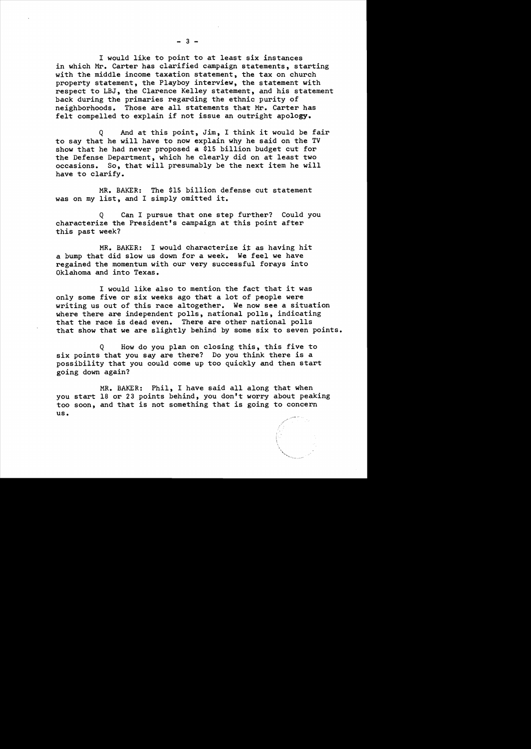I would like to point to at least six instances in which Mr. Carter has clarified campaign statements, starting with the middle income taxation statement, the tax on church property statement, the Playboy interview, the statement with respect to LBJ, the Clarence Kelley statement, and his statement back during the primaries regarding the ethnic purity of neighborhoods. Those are all statements that Mr. Carter has felt compelled to explain if not issue an outright apology.

Q And at this point, Jim, I think it would be fair to say that he will have to now explain why he said on the TV show that he had never proposed a $15 billion budget cut for the Defense Department, which he clearly did on at least two occasions. So, that will presumably be the next item he will have to clarify.

MR. BAKER: The $15 billion defense cut statement was on my list, and I simply omitted it.

Q Can I pursue that one step further? Could you characterize the President's campaign at this point after this past week?

MR. BAKER: I would characterize it as having hit a bump that did slow us down for a week. We feel we have regained the momentum with our very successful forays into Oklahoma and into Texas.

I would like also to mention the fact that it was only some five or six weeks ago that a lot of people were writing us out of this race altogether. We now see a situation where there are independent polls, national polls, indicating that the race is dead even. There are other national polls that show that we are slightly behind by some six to seven points.

Q How do you plan on closing this, this five to six points that you say are there? Do you think there is a possibility that you could come up too quickly and then start going down again?

MR. BAKER: Phil, I have said all along that when you start 18 or 23 points behind, you don't worry about peaking too soon, and that is not something that is going to concern us.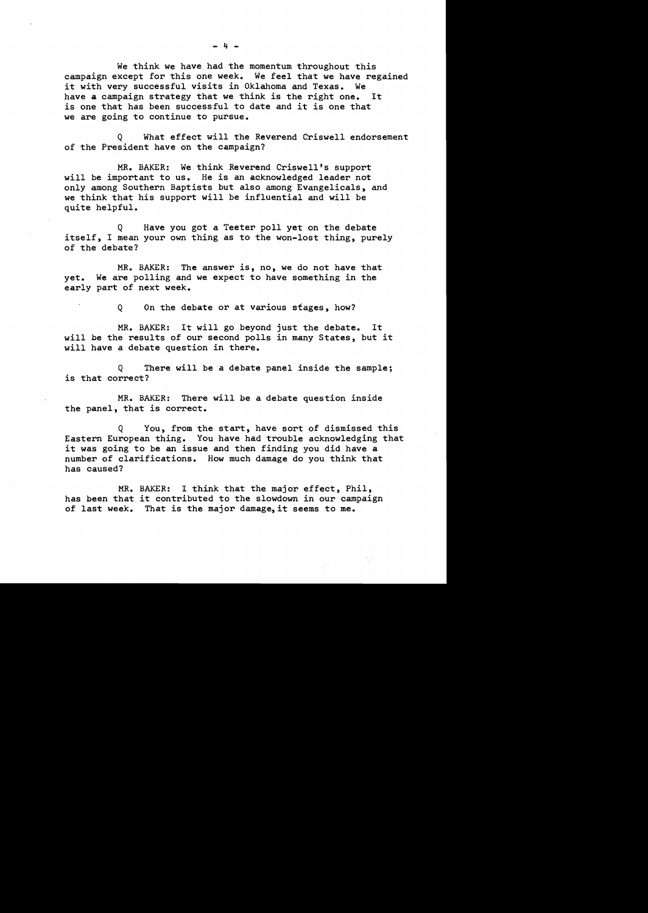We think we have had the momentum throughout this campaign except for this one week. We feel that we have regained it with very successful visits in Oklahoma and Texas. We have a campaign strategy that we think is the right one. It is one that has been successful to date and it is one that we are going to continue to pursue.

Q What effect will the Reverend Criswell endorsement of the President have on the campaign?

MR. BAKER: We think Reverend Criswell's support will be important to us. He is an acknowledged leader not only among Southern Baptists but also among Evangelicals, and we think that his support will be influential and will be quite helpful.

Q Have you got a Teeter poll yet on the debate itself, I mean your own thing as to the won-lost thing, purely of the debate?

MR. BAKER: The answer is, no, we do not have that yet. We are polling and we expect to have something in the early part of next week.

Q On the debate or at various stages, how?

MR. BAKER: It will go beyond just the debate. It will be the results of our second polls in many States, but it will have a debate question in there.

Q There will be a debate panel inside the sample; is that correct?

MR. BAKER: There will be a debate question inside the panel, that is correct.

Q You, from the start, have sort of dismissed this Eastern European thing. You have had trouble acknowledging that it was going to be an issue and then finding you did have a number of clarifications. How much damage do you think that has caused?

MR. BAKER: I think that the major effect, Phil, has been that it contributed to the slowdown in our campaign of last week. That is the major damage, it seems to me.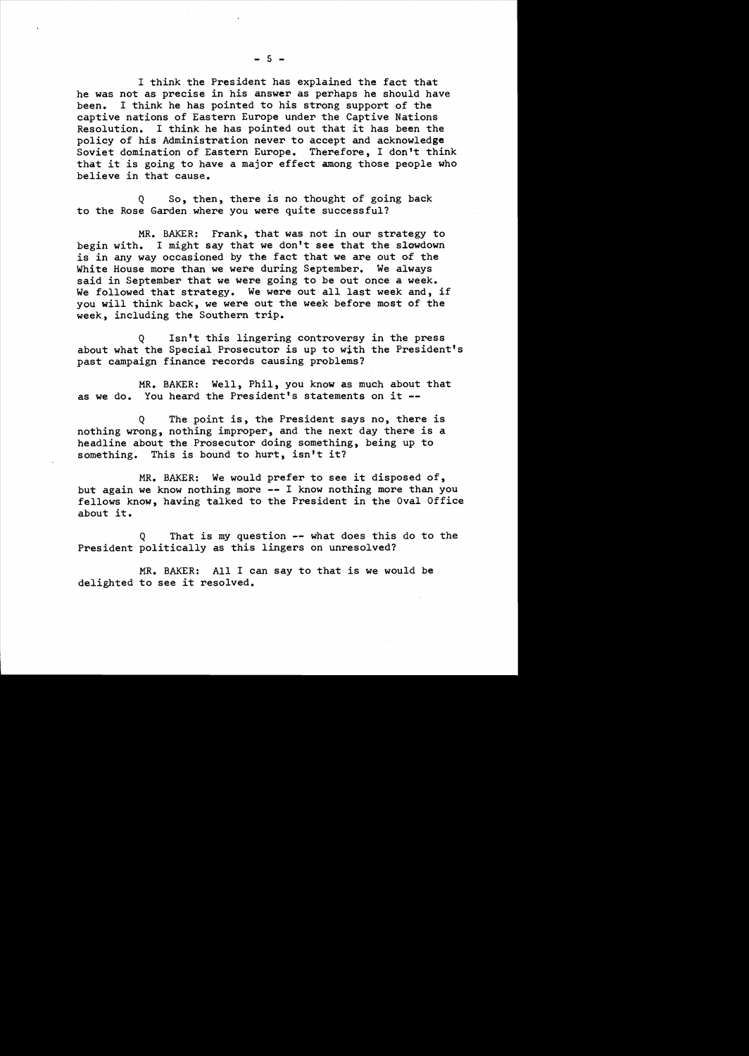I think the President has explained the fact that he was not as precise in his answer as perhaps he should have been. I think he has pointed to his strong support of the captive nations of Eastern Europe under the Captive Nations Resolution. I think he has pointed out that it has been the policy of his Administration never to accept and acknowledge Soviet domination of Eastern Europe. Therefore, I don't think that it is going to have a major effect among those people who believe in that cause.

Q So, then, there is no thought of going back to the Rose Garden where you were quite successful?

MR. BAKER: Frank, that was not in our strategy to begin with. I might say that we don't see that the slowdown is in any way occasioned by the fact that we are out of the White House more than we were during September. We always said in September that we were going to be out once a week. We followed that strategy. We were out all last week and, if you will think back, we were out the week before most of the week, including the Southern trip.

Q Isn't this lingering controversy in the press about what the Special Prosecutor is up to with the President's past campaign finance records causing problems?

MR. BAKER: Well, Phil, you know as much about that as we do. You heard the President's statements on it --

Q The point is, the President says no, there is nothing wrong, nothing improper, and the next day there is a headline about the Prosecutor doing something, being up to something. This is bound to hurt, isn't it?

MR. BAKER: We would prefer to see it disposed of, but again we know nothing more -- I know nothing more than you fellows know, having talked to the President in the Oval Office about it.

Q That is my question -- what does this do to the President politically as this lingers on unresolved?

MR. BAKER: All I can say to that is we would be delighted to see it resolved.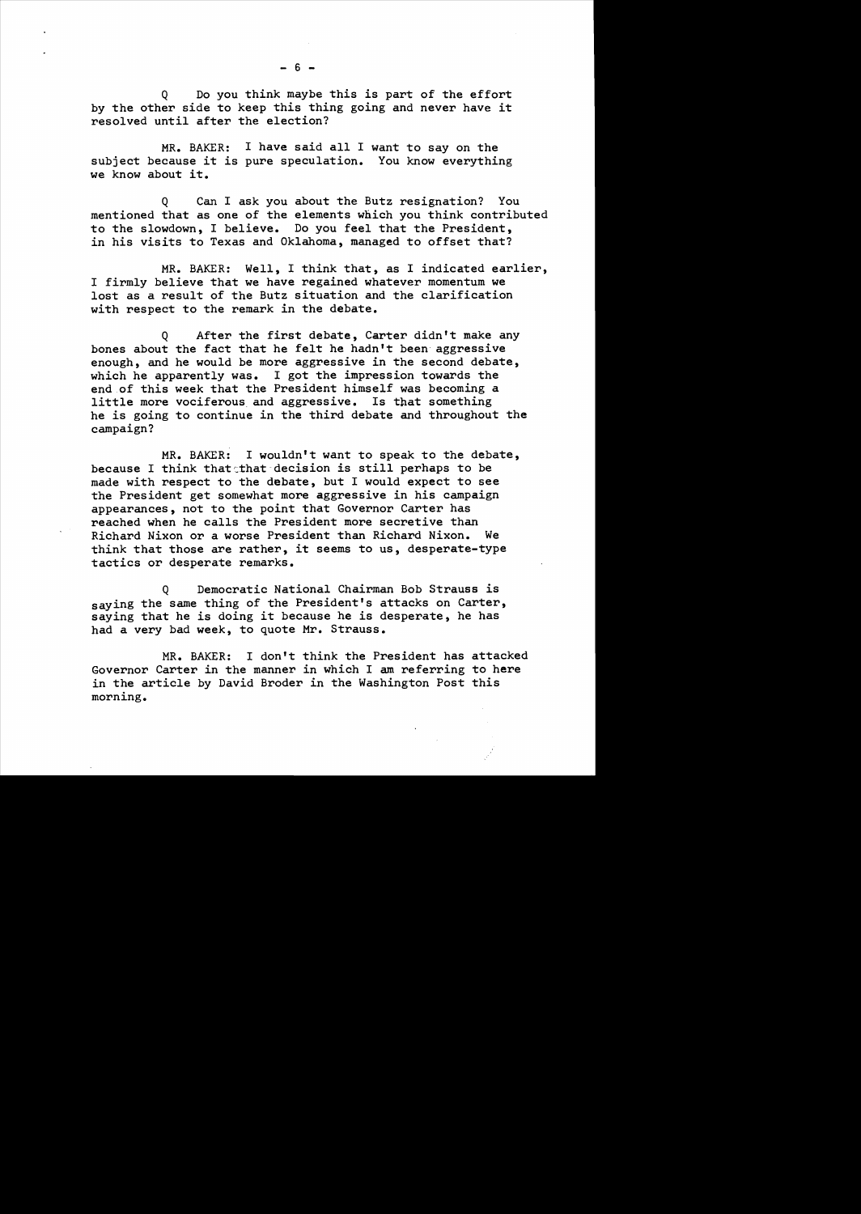Q Do you think maybe this is part of the effort by the other side to keep this thing going and never have it resolved until after the election?

MR. BAKER: I have said all I want to say on the subject because it is pure speculation. You know everything we know about it.

Q Can I ask you about the Butz resignation? You mentioned that as one of the elements which you think contributed to the slowdown, I believe. Do you feel that the President, in his visits to Texas and Oklahoma, managed to offset that?

MR. BAKER: Well, I think that, as I indicated earlier, I firmly believe that we have regained whatever momentum we lost as a result of the Butz situation and the clarification with respect to the remark in the debate.

Q After the first debate, Carter didn't make any bones about the fact that he felt he hadn't been aggressive enough, and he would be more aggressive in the second debate, which he apparently was. I got the impression towards the end of this week that the President himself was becoming a little more vociferous and aggressive. Is that something he is going to continue in the third debate and throughout the campaign?

MR. BAKER: I wouldn't want to speak to the debate, because I think that that decision is still perhaps to be made with respect to the debate, but I would expect to see the President get somewhat more aggressive in his campaign appearances, not to the point that Governor Carter has reached when he calls the President more secretive than Richard Nixon or a worse President than Richard Nixon. We think that those are rather, it seems to us, desperate-type tactics or desperate remarks.

Q Democratic National Chairman Bob Strauss is saying the same thing of the President's attacks on Carter, saying that he is doing it because he is desperate, he has had a very bad week, to quote Mr. Strauss.

MR. BAKER: I don't think the President has attacked Governor Carter in the manner in which I am referring to here in the article by David Broder in the Washington Post this morning.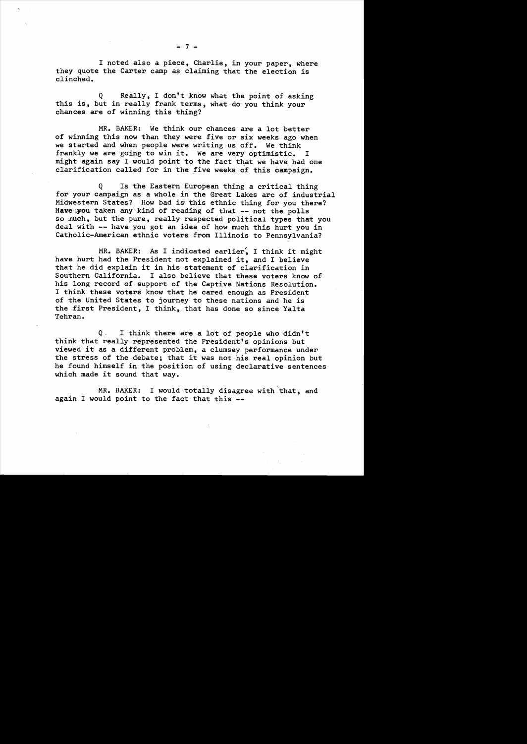I noted also a piece, Charlie, in your paper, where they quote the Carter camp as claiming that the election is clinched.

Q Really, I don't know what the point of asking this is, but in really frank terms, what do you think your chances are of winning this thing?

MR. BAKER: We think our chances are a lot better of winning this now than they were five or six weeks ago when we started and when people were writing us off. We think frankly we are going to win it. We are very optimistic. I might again say I would point to the fact that we have had one clarification called for in the five weeks of this campaign.

Q Is the Eastern European thing a critical thing for your campaign as a whole in the Great Lakes arc of industrial Midwestern States? How bad is this ethnic thing for you there? Have you taken any kind of reading of that -- not the polls so much, but the pure, really respected political types that you deal with -- have you got an idea of how much this hurt you in Catholic-American ethnic voters from Illinois to Pennsylvania?

MR. BAKER: As I indicated earlier, I think it might have hurt had the President not explained it, and I believe that he did explain it in his statement of clarification in Southern California. I also believe that these voters know of his long record of support of the Captive Nations Resolution. I think these voters know that he cared enough as President of the United States to journey to these nations and he is the first President, I think, that has done so since Yalta Tehran.

Q I think there are a lot of people who didn't think that really represented the President's opinions but viewed it as a different problem, a clumsey performance under the stress of the debate; that it was not his real opinion but he found himself in the position of using declarative sentences which made it sound that way.

MR. BAKER: I would totally disagree with that, and again I would point to the fact that this --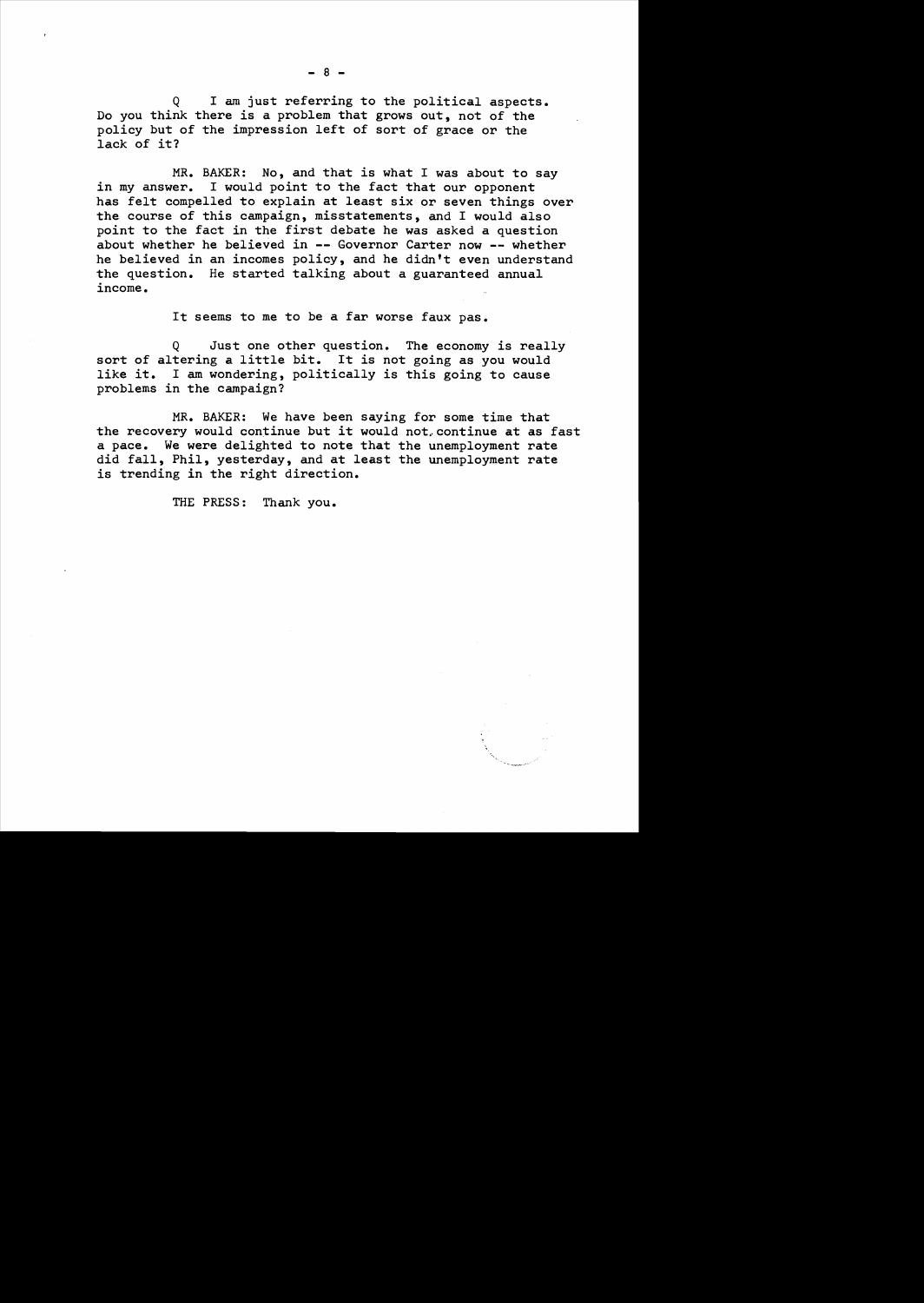Q I am just referring to the political aspects. Do you think there is a problem that grows out, not of the policy but of the impression left of sort of grace or the lack of it?

MR. BAKER: No, and that is what I was about to say in my answer. I would point to the fact that our opponent has felt compelled to explain at least six or seven things over the course of this campaign, misstatements, and I would also point to the fact in the first debate he was asked a question about whether he believed in -- Governor Carter now -- whether he believed in an incomes policy, and he didn't even understand the question. He started talking about a guaranteed annual income.

It seems to me to be a far worse faux pas.

Q Just one other question. The economy is really sort of altering a little bit. It is not going as you would like it. I am wondering, politically is this going to cause problems in the campaign?

MR. BAKER: We have been saying for some time that the recovery would continue but it would not continue at as fast a pace. We were delighted to note that the unemployment rate did fall, Phil, yesterday, and at least the unemployment rate is trending in the right direction.

THE PRESS: Thank you.